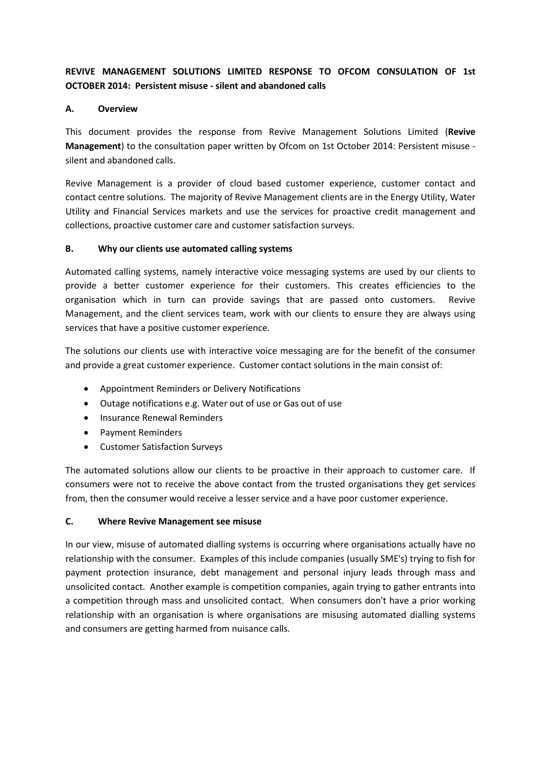**REVIVE MANAGEMENT SOLUTIONS LIMITED RESPONSE TO OFCOM CONSULATION OF 1st OCTOBER 2014: Persistent misuse - silent and abandoned calls**

## A. Overview

This document provides the response from Revive Management Solutions Limited (**Revive Management**) to the consultation paper written by Ofcom on 1st October 2014: Persistent misuse - silent and abandoned calls.

Revive Management is a provider of cloud based customer experience, customer contact and contact centre solutions. The majority of Revive Management clients are in the Energy Utility, Water Utility and Financial Services markets and use the services for proactive credit management and collections, proactive customer care and customer satisfaction surveys.

## B. Why our clients use automated calling systems

Automated calling systems, namely interactive voice messaging systems are used by our clients to provide a better customer experience for their customers. This creates efficiencies to the organisation which in turn can provide savings that are passed onto customers. Revive Management, and the client services team, work with our clients to ensure they are always using services that have a positive customer experience.

The solutions our clients use with interactive voice messaging are for the benefit of the consumer and provide a great customer experience. Customer contact solutions in the main consist of:

- Appointment Reminders or Delivery Notifications
- Outage notifications e.g. Water out of use or Gas out of use
- Insurance Renewal Reminders
- Payment Reminders
- Customer Satisfaction Surveys

The automated solutions allow our clients to be proactive in their approach to customer care. If consumers were not to receive the above contact from the trusted organisations they get services from, then the consumer would receive a lesser service and a have poor customer experience.

## C. Where Revive Management see misuse

In our view, misuse of automated dialling systems is occurring where organisations actually have no relationship with the consumer. Examples of this include companies (usually SME's) trying to fish for payment protection insurance, debt management and personal injury leads through mass and unsolicited contact. Another example is competition companies, again trying to gather entrants into a competition through mass and unsolicited contact. When consumers don't have a prior working relationship with an organisation is where organisations are misusing automated dialling systems and consumers are getting harmed from nuisance calls.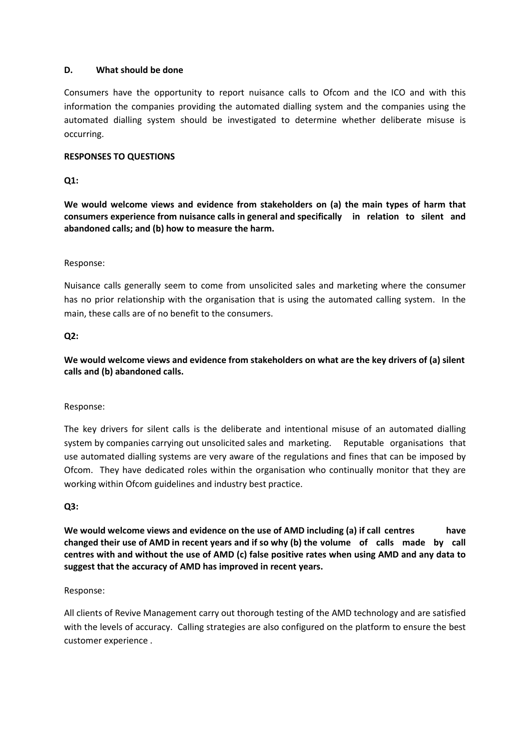**D. What should be done**

Consumers have the opportunity to report nuisance calls to Ofcom and the ICO and with this information the companies providing the automated dialling system and the companies using the automated dialling system should be investigated to determine whether deliberate misuse is occurring.

**RESPONSES TO QUESTIONS**

**Q1:**

**We would welcome views and evidence from stakeholders on (a) the main types of harm that consumers experience from nuisance calls in general and specifically in relation to silent and abandoned calls; and (b) how to measure the harm.**

Response:

Nuisance calls generally seem to come from unsolicited sales and marketing where the consumer has no prior relationship with the organisation that is using the automated calling system. In the main, these calls are of no benefit to the consumers.

**Q2:**

**We would welcome views and evidence from stakeholders on what are the key drivers of (a) silent calls and (b) abandoned calls.**

Response:

The key drivers for silent calls is the deliberate and intentional misuse of an automated dialling system by companies carrying out unsolicited sales and marketing. Reputable organisations that use automated dialling systems are very aware of the regulations and fines that can be imposed by Ofcom. They have dedicated roles within the organisation who continually monitor that they are working within Ofcom guidelines and industry best practice.

**Q3:**

**We would welcome views and evidence on the use of AMD including (a) if call centres have changed their use of AMD in recent years and if so why (b) the volume of calls made by call centres with and without the use of AMD (c) false positive rates when using AMD and any data to suggest that the accuracy of AMD has improved in recent years.**

Response:

All clients of Revive Management carry out thorough testing of the AMD technology and are satisfied with the levels of accuracy. Calling strategies are also configured on the platform to ensure the best customer experience .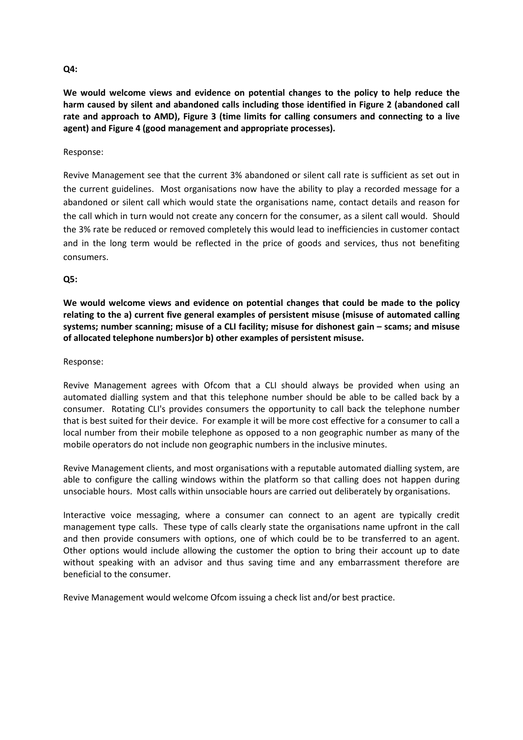**Q4:**

**We would welcome views and evidence on potential changes to the policy to help reduce the harm caused by silent and abandoned calls including those identified in Figure 2 (abandoned call rate and approach to AMD), Figure 3 (time limits for calling consumers and connecting to a live agent) and Figure 4 (good management and appropriate processes).**

Response:

Revive Management see that the current 3% abandoned or silent call rate is sufficient as set out in the current guidelines. Most organisations now have the ability to play a recorded message for a abandoned or silent call which would state the organisations name, contact details and reason for the call which in turn would not create any concern for the consumer, as a silent call would. Should the 3% rate be reduced or removed completely this would lead to inefficiencies in customer contact and in the long term would be reflected in the price of goods and services, thus not benefiting consumers.

**Q5:**

**We would welcome views and evidence on potential changes that could be made to the policy relating to the a) current five general examples of persistent misuse (misuse of automated calling systems; number scanning; misuse of a CLI facility; misuse for dishonest gain – scams; and misuse of allocated telephone numbers)or b) other examples of persistent misuse.**

Response:

Revive Management agrees with Ofcom that a CLI should always be provided when using an automated dialling system and that this telephone number should be able to be called back by a consumer. Rotating CLI's provides consumers the opportunity to call back the telephone number that is best suited for their device. For example it will be more cost effective for a consumer to call a local number from their mobile telephone as opposed to a non geographic number as many of the mobile operators do not include non geographic numbers in the inclusive minutes.

Revive Management clients, and most organisations with a reputable automated dialling system, are able to configure the calling windows within the platform so that calling does not happen during unsociable hours. Most calls within unsociable hours are carried out deliberately by organisations.

Interactive voice messaging, where a consumer can connect to an agent are typically credit management type calls. These type of calls clearly state the organisations name upfront in the call and then provide consumers with options, one of which could be to be transferred to an agent. Other options would include allowing the customer the option to bring their account up to date without speaking with an advisor and thus saving time and any embarrassment therefore are beneficial to the consumer.

Revive Management would welcome Ofcom issuing a check list and/or best practice.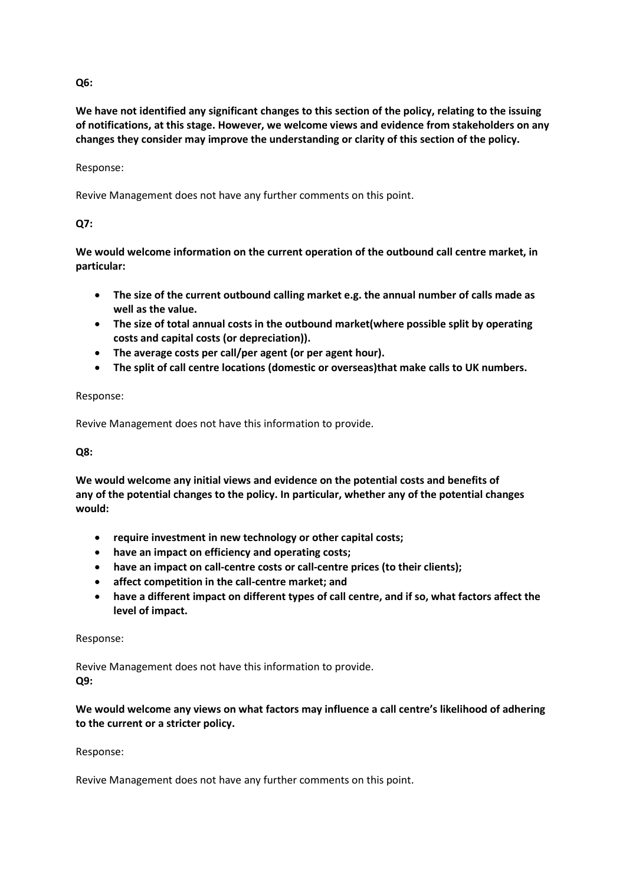**Q6:**

**We have not identified any significant changes to this section of the policy, relating to the issuing of notifications, at this stage. However, we welcome views and evidence from stakeholders on any changes they consider may improve the understanding or clarity of this section of the policy.**

Response:

Revive Management does not have any further comments on this point.

**Q7:**

**We would welcome information on the current operation of the outbound call centre market, in particular:**

- **The size of the current outbound calling market e.g. the annual number of calls made as well as the value.**
- **The size of total annual costs in the outbound market(where possible split by operating costs and capital costs (or depreciation)).**
- **The average costs per call/per agent (or per agent hour).**
- **The split of call centre locations (domestic or overseas)that make calls to UK numbers.**

Response:

Revive Management does not have this information to provide.

**Q8:**

**We would welcome any initial views and evidence on the potential costs and benefits of any of the potential changes to the policy. In particular, whether any of the potential changes would:**

- **require investment in new technology or other capital costs;**
- **have an impact on efficiency and operating costs;**
- **have an impact on call-centre costs or call-centre prices (to their clients);**
- **affect competition in the call-centre market; and**
- **have a different impact on different types of call centre, and if so, what factors affect the level of impact.**

Response:

Revive Management does not have this information to provide.

**Q9:**

**We would welcome any views on what factors may influence a call centre's likelihood of adhering to the current or a stricter policy.**

Response:

Revive Management does not have any further comments on this point.